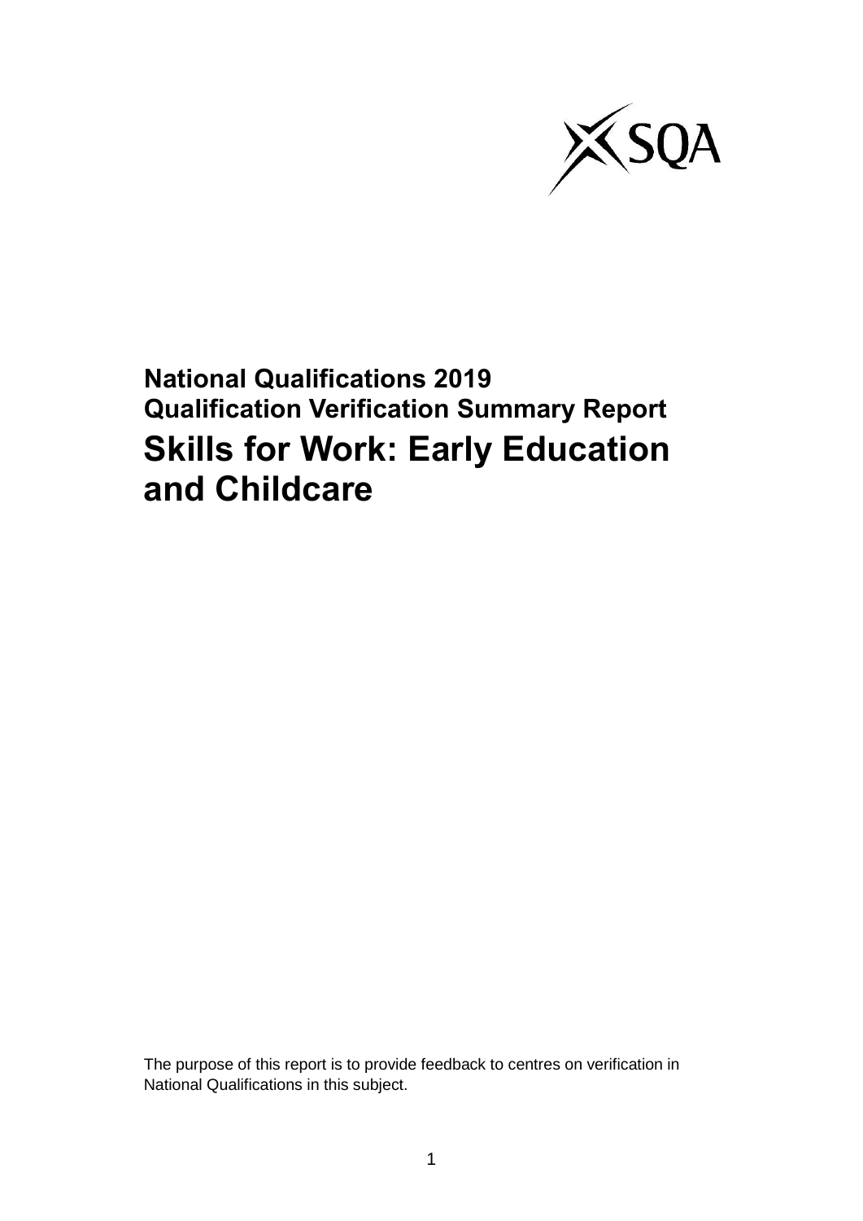**National Qualifications 2019**
**Qualification Verification Summary Report**

# Skills for Work: Early Education and Childcare

The purpose of this report is to provide feedback to centres on verification in National Qualifications in this subject.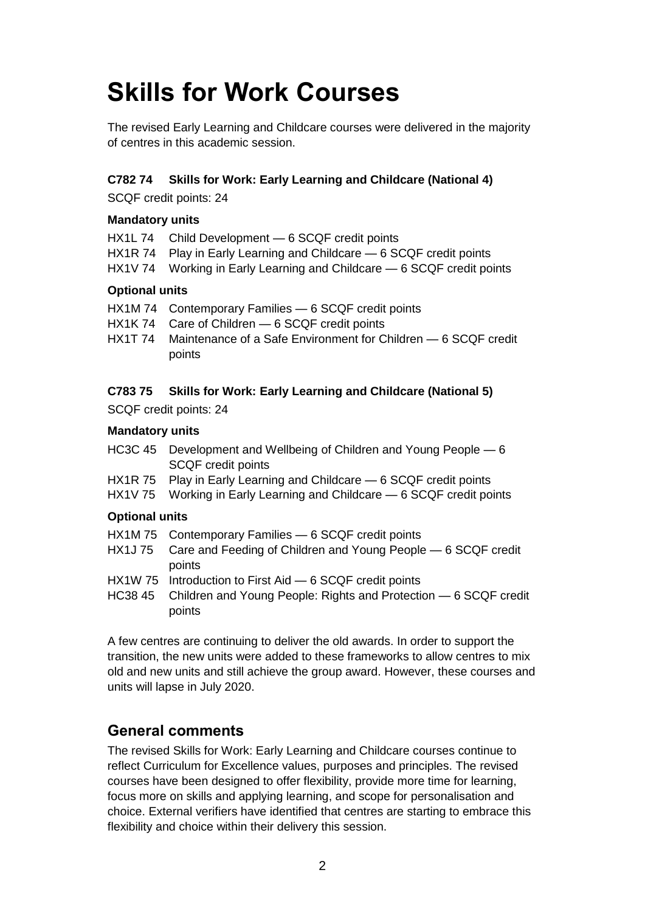# Skills for Work Courses

The revised Early Learning and Childcare courses were delivered in the majority of centres in this academic session.

### C782 74 Skills for Work: Early Learning and Childcare (National 4)

SCQF credit points: 24

**Mandatory units**

HX1L 74 Child Development — 6 SCQF credit points
HX1R 74 Play in Early Learning and Childcare — 6 SCQF credit points
HX1V 74 Working in Early Learning and Childcare — 6 SCQF credit points

**Optional units**

HX1M 74 Contemporary Families — 6 SCQF credit points
HX1K 74 Care of Children — 6 SCQF credit points
HX1T 74 Maintenance of a Safe Environment for Children — 6 SCQF credit points

### C783 75 Skills for Work: Early Learning and Childcare (National 5)

SCQF credit points: 24

**Mandatory units**

HC3C 45 Development and Wellbeing of Children and Young People — 6 SCQF credit points
HX1R 75 Play in Early Learning and Childcare — 6 SCQF credit points
HX1V 75 Working in Early Learning and Childcare — 6 SCQF credit points

**Optional units**

HX1M 75 Contemporary Families — 6 SCQF credit points
HX1J 75 Care and Feeding of Children and Young People — 6 SCQF credit points
HX1W 75 Introduction to First Aid — 6 SCQF credit points
HC38 45 Children and Young People: Rights and Protection — 6 SCQF credit points

A few centres are continuing to deliver the old awards. In order to support the transition, the new units were added to these frameworks to allow centres to mix old and new units and still achieve the group award. However, these courses and units will lapse in July 2020.

## General comments

The revised Skills for Work: Early Learning and Childcare courses continue to reflect Curriculum for Excellence values, purposes and principles. The revised courses have been designed to offer flexibility, provide more time for learning, focus more on skills and applying learning, and scope for personalisation and choice. External verifiers have identified that centres are starting to embrace this flexibility and choice within their delivery this session.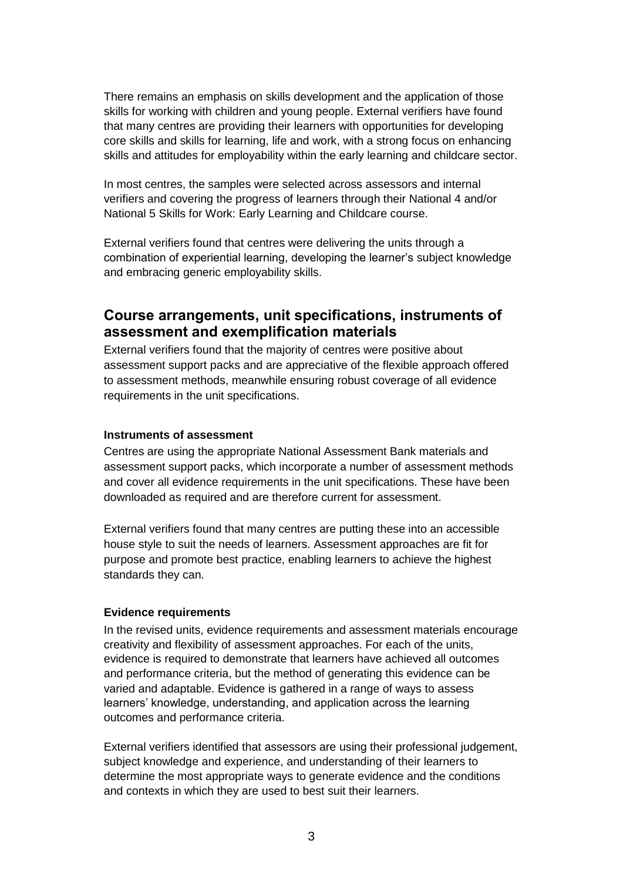There remains an emphasis on skills development and the application of those skills for working with children and young people. External verifiers have found that many centres are providing their learners with opportunities for developing core skills and skills for learning, life and work, with a strong focus on enhancing skills and attitudes for employability within the early learning and childcare sector.

In most centres, the samples were selected across assessors and internal verifiers and covering the progress of learners through their National 4 and/or National 5 Skills for Work: Early Learning and Childcare course.

External verifiers found that centres were delivering the units through a combination of experiential learning, developing the learner's subject knowledge and embracing generic employability skills.

## Course arrangements, unit specifications, instruments of assessment and exemplification materials

External verifiers found that the majority of centres were positive about assessment support packs and are appreciative of the flexible approach offered to assessment methods, meanwhile ensuring robust coverage of all evidence requirements in the unit specifications.

### Instruments of assessment

Centres are using the appropriate National Assessment Bank materials and assessment support packs, which incorporate a number of assessment methods and cover all evidence requirements in the unit specifications. These have been downloaded as required and are therefore current for assessment.

External verifiers found that many centres are putting these into an accessible house style to suit the needs of learners. Assessment approaches are fit for purpose and promote best practice, enabling learners to achieve the highest standards they can.

### Evidence requirements

In the revised units, evidence requirements and assessment materials encourage creativity and flexibility of assessment approaches. For each of the units, evidence is required to demonstrate that learners have achieved all outcomes and performance criteria, but the method of generating this evidence can be varied and adaptable. Evidence is gathered in a range of ways to assess learners' knowledge, understanding, and application across the learning outcomes and performance criteria.

External verifiers identified that assessors are using their professional judgement, subject knowledge and experience, and understanding of their learners to determine the most appropriate ways to generate evidence and the conditions and contexts in which they are used to best suit their learners.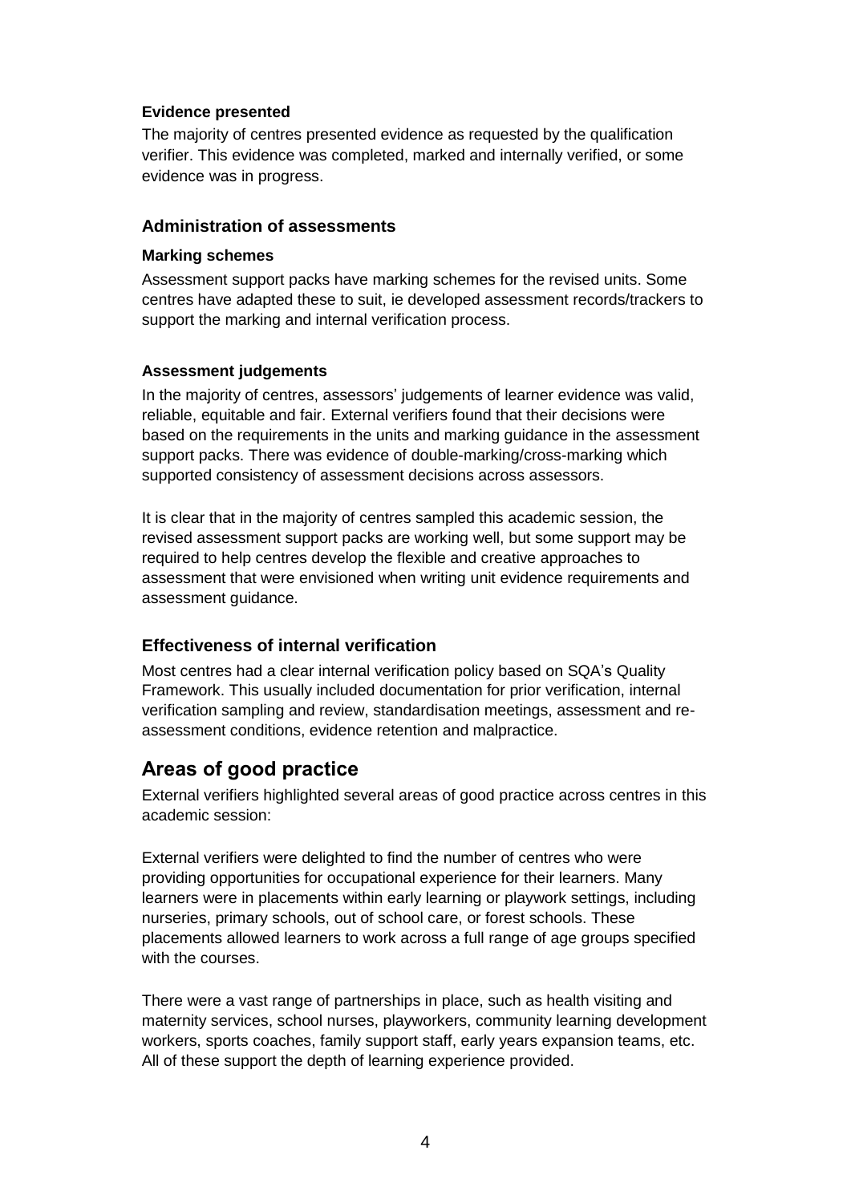#### Evidence presented

The majority of centres presented evidence as requested by the qualification verifier. This evidence was completed, marked and internally verified, or some evidence was in progress.

### Administration of assessments

#### Marking schemes

Assessment support packs have marking schemes for the revised units. Some centres have adapted these to suit, ie developed assessment records/trackers to support the marking and internal verification process.

#### Assessment judgements

In the majority of centres, assessors' judgements of learner evidence was valid, reliable, equitable and fair. External verifiers found that their decisions were based on the requirements in the units and marking guidance in the assessment support packs. There was evidence of double-marking/cross-marking which supported consistency of assessment decisions across assessors.

It is clear that in the majority of centres sampled this academic session, the revised assessment support packs are working well, but some support may be required to help centres develop the flexible and creative approaches to assessment that were envisioned when writing unit evidence requirements and assessment guidance.

### Effectiveness of internal verification

Most centres had a clear internal verification policy based on SQA's Quality Framework. This usually included documentation for prior verification, internal verification sampling and review, standardisation meetings, assessment and re-assessment conditions, evidence retention and malpractice.

## Areas of good practice

External verifiers highlighted several areas of good practice across centres in this academic session:

External verifiers were delighted to find the number of centres who were providing opportunities for occupational experience for their learners. Many learners were in placements within early learning or playwork settings, including nurseries, primary schools, out of school care, or forest schools. These placements allowed learners to work across a full range of age groups specified with the courses.

There were a vast range of partnerships in place, such as health visiting and maternity services, school nurses, playworkers, community learning development workers, sports coaches, family support staff, early years expansion teams, etc. All of these support the depth of learning experience provided.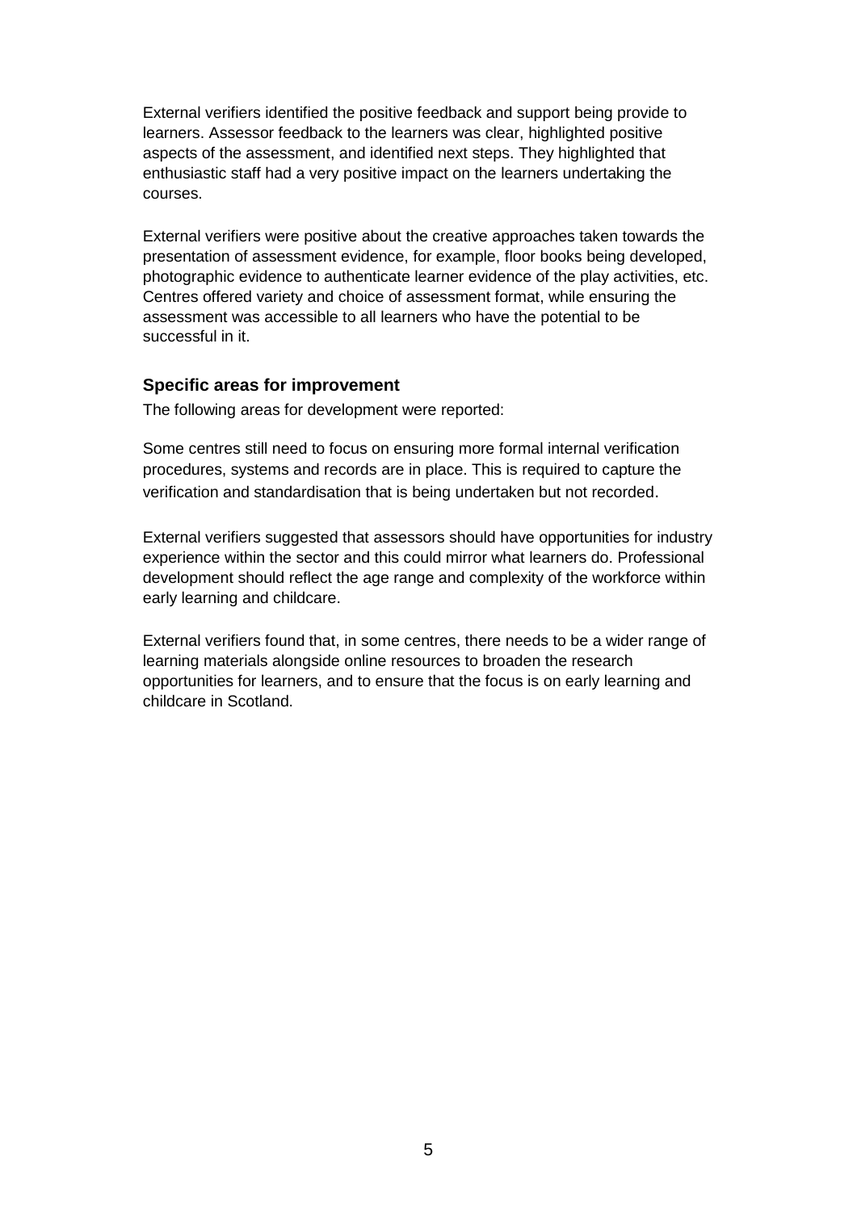External verifiers identified the positive feedback and support being provide to learners. Assessor feedback to the learners was clear, highlighted positive aspects of the assessment, and identified next steps. They highlighted that enthusiastic staff had a very positive impact on the learners undertaking the courses.

External verifiers were positive about the creative approaches taken towards the presentation of assessment evidence, for example, floor books being developed, photographic evidence to authenticate learner evidence of the play activities, etc. Centres offered variety and choice of assessment format, while ensuring the assessment was accessible to all learners who have the potential to be successful in it.

### Specific areas for improvement

The following areas for development were reported:

Some centres still need to focus on ensuring more formal internal verification procedures, systems and records are in place. This is required to capture the verification and standardisation that is being undertaken but not recorded.

External verifiers suggested that assessors should have opportunities for industry experience within the sector and this could mirror what learners do. Professional development should reflect the age range and complexity of the workforce within early learning and childcare.

External verifiers found that, in some centres, there needs to be a wider range of learning materials alongside online resources to broaden the research opportunities for learners, and to ensure that the focus is on early learning and childcare in Scotland.